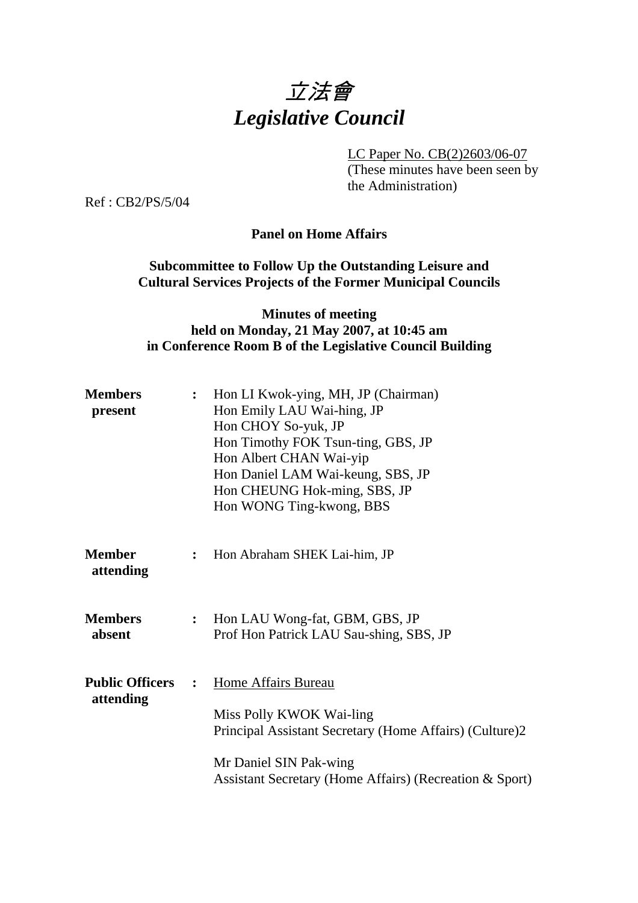# *立法會*
# *Legislative Council*

LC Paper No. CB(2)2603/06-07
(These minutes have been seen by the Administration)

Ref : CB2/PS/5/04

**Panel on Home Affairs**

**Subcommittee to Follow Up the Outstanding Leisure and Cultural Services Projects of the Former Municipal Councils**

**Minutes of meeting held on Monday, 21 May 2007, at 10:45 am in Conference Room B of the Legislative Council Building**

| | | |
|---|---|---|
| **Members present** | : | Hon LI Kwok-ying, MH, JP (Chairman)<br>Hon Emily LAU Wai-hing, JP<br>Hon CHOY So-yuk, JP<br>Hon Timothy FOK Tsun-ting, GBS, JP<br>Hon Albert CHAN Wai-yip<br>Hon Daniel LAM Wai-keung, SBS, JP<br>Hon CHEUNG Hok-ming, SBS, JP<br>Hon WONG Ting-kwong, BBS |
| **Member attending** | : | Hon Abraham SHEK Lai-him, JP |
| **Members absent** | : | Hon LAU Wong-fat, GBM, GBS, JP<br>Prof Hon Patrick LAU Sau-shing, SBS, JP |
| **Public Officers attending** | : | Home Affairs Bureau<br><br>Miss Polly KWOK Wai-ling<br>Principal Assistant Secretary (Home Affairs) (Culture)2<br><br>Mr Daniel SIN Pak-wing<br>Assistant Secretary (Home Affairs) (Recreation & Sport) |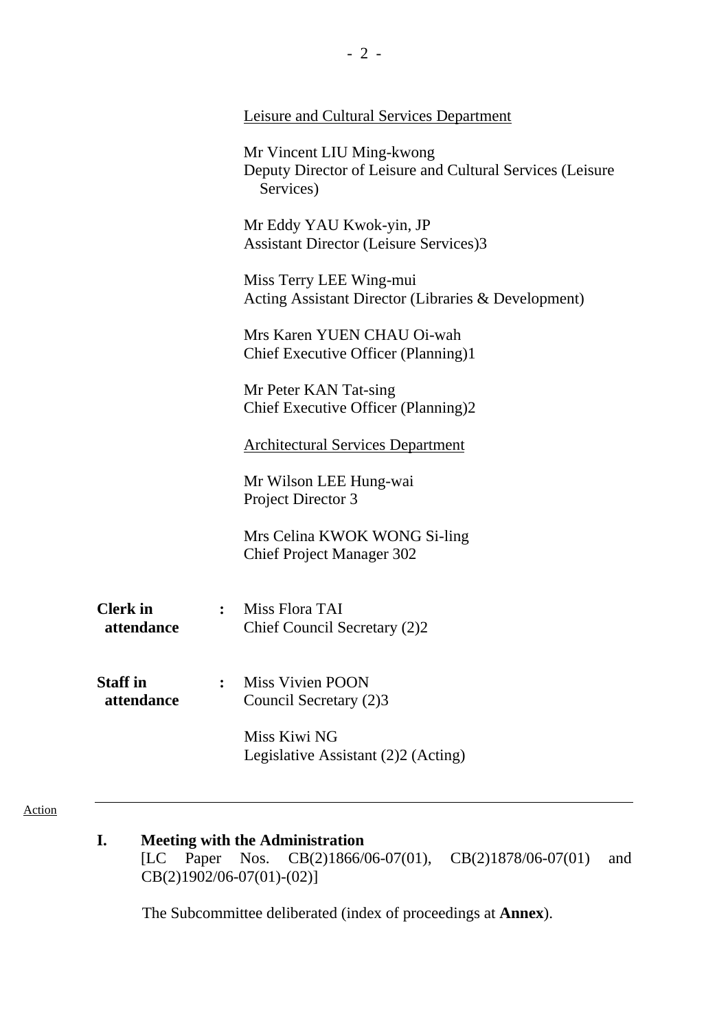<u>Leisure and Cultural Services Department</u>

Mr Vincent LIU Ming-kwong
Deputy Director of Leisure and Cultural Services (Leisure Services)

Mr Eddy YAU Kwok-yin, JP
Assistant Director (Leisure Services)3

Miss Terry LEE Wing-mui
Acting Assistant Director (Libraries & Development)

Mrs Karen YUEN CHAU Oi-wah
Chief Executive Officer (Planning)1

Mr Peter KAN Tat-sing
Chief Executive Officer (Planning)2

<u>Architectural Services Department</u>

Mr Wilson LEE Hung-wai
Project Director 3

Mrs Celina KWOK WONG Si-ling
Chief Project Manager 302

**Clerk in attendance** : Miss Flora TAI
Chief Council Secretary (2)2

**Staff in attendance** : Miss Vivien POON
Council Secretary (2)3

Miss Kiwi NG
Legislative Assistant (2)2 (Acting)

---

Action

**I. Meeting with the Administration**
[LC Paper Nos. CB(2)1866/06-07(01), CB(2)1878/06-07(01) and CB(2)1902/06-07(01)-(02)]

The Subcommittee deliberated (index of proceedings at **Annex**).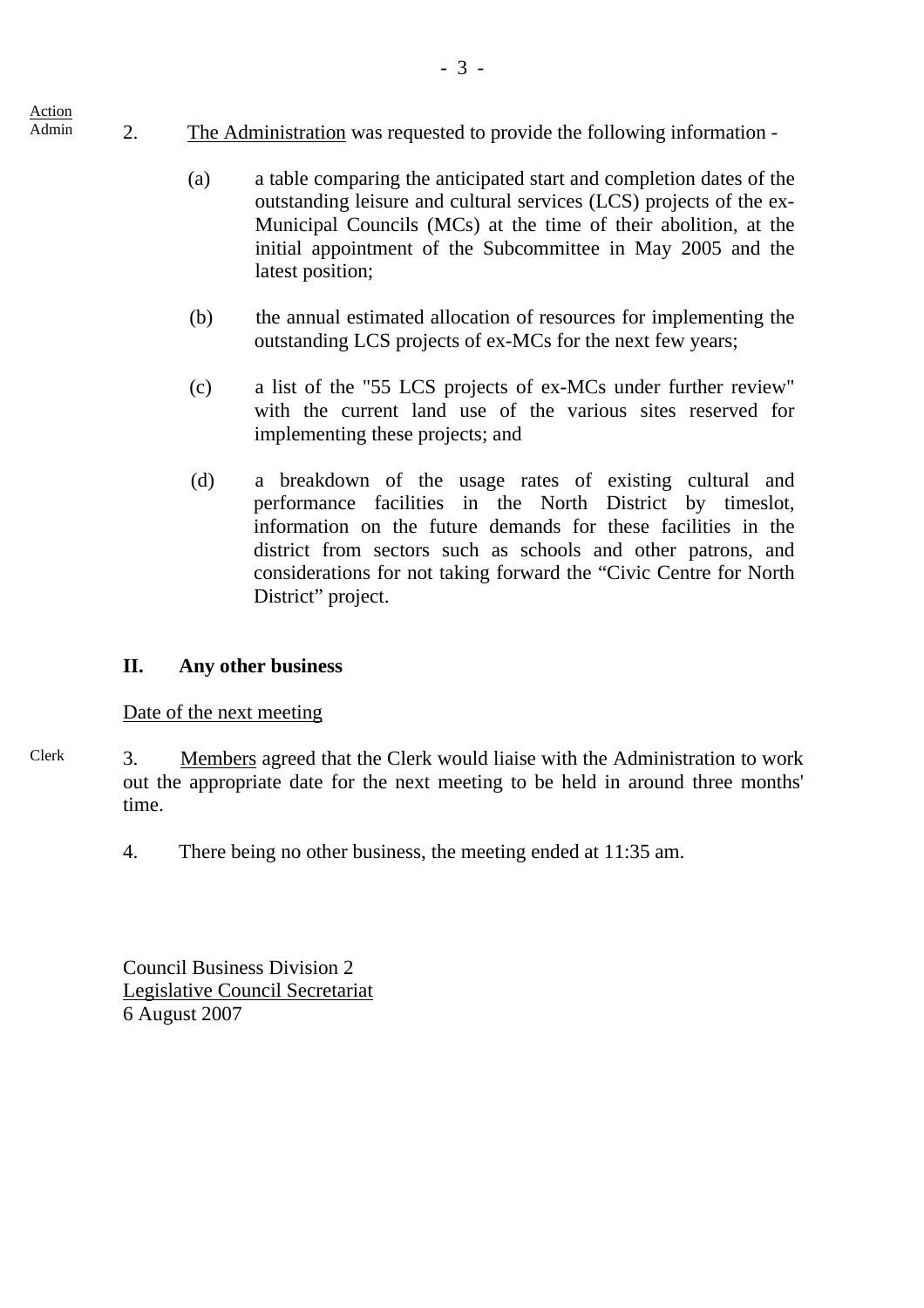Action

Admin

2. The Administration was requested to provide the following information -

(a) a table comparing the anticipated start and completion dates of the outstanding leisure and cultural services (LCS) projects of the ex-Municipal Councils (MCs) at the time of their abolition, at the initial appointment of the Subcommittee in May 2005 and the latest position;

(b) the annual estimated allocation of resources for implementing the outstanding LCS projects of ex-MCs for the next few years;

(c) a list of the "55 LCS projects of ex-MCs under further review" with the current land use of the various sites reserved for implementing these projects; and

(d) a breakdown of the usage rates of existing cultural and performance facilities in the North District by timeslot, information on the future demands for these facilities in the district from sectors such as schools and other patrons, and considerations for not taking forward the "Civic Centre for North District" project.

## II. Any other business

Date of the next meeting

Clerk

3. Members agreed that the Clerk would liaise with the Administration to work out the appropriate date for the next meeting to be held in around three months' time.

4. There being no other business, the meeting ended at 11:35 am.

Council Business Division 2
Legislative Council Secretariat
6 August 2007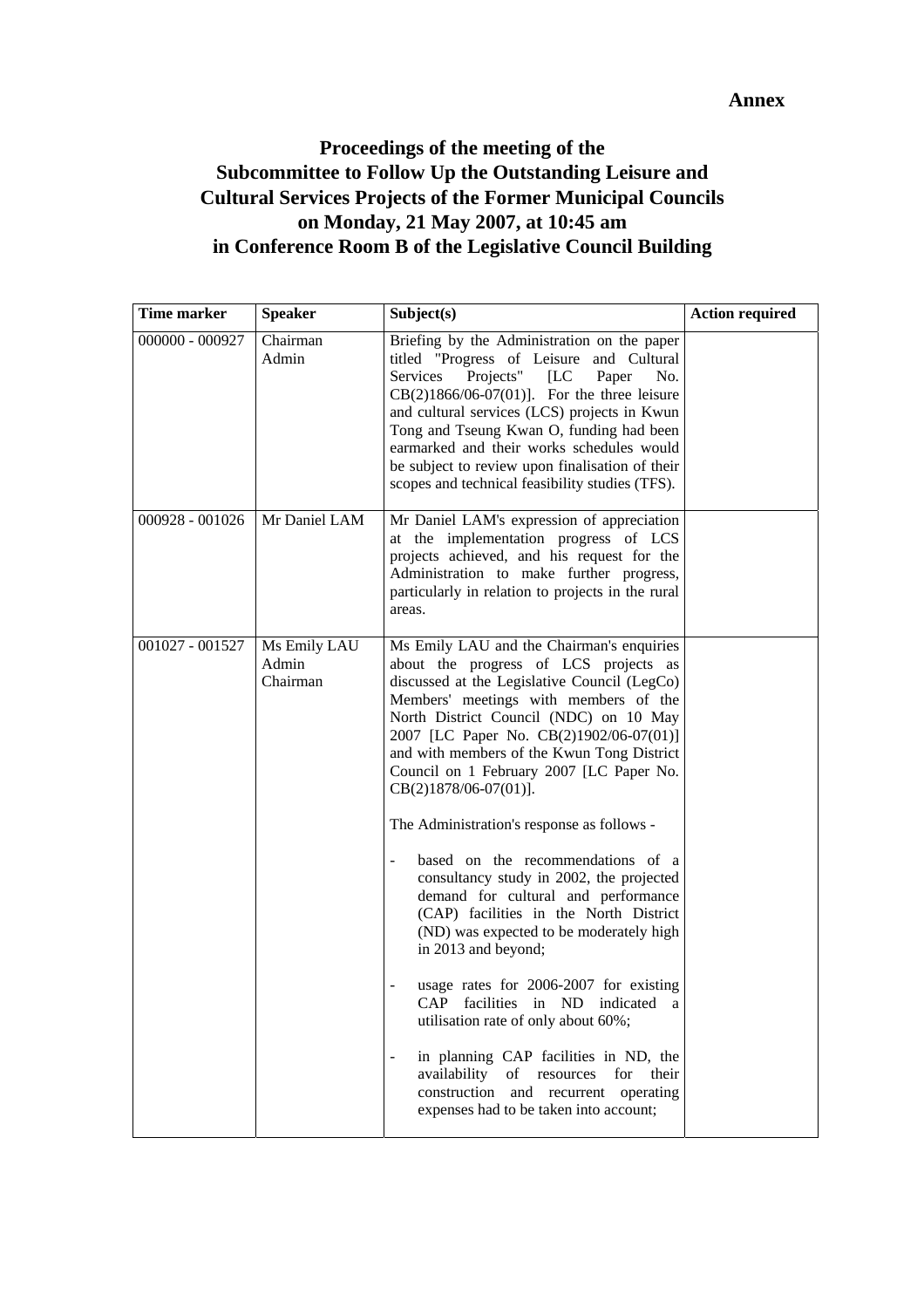**Annex**

# Proceedings of the meeting of the Subcommittee to Follow Up the Outstanding Leisure and Cultural Services Projects of the Former Municipal Councils on Monday, 21 May 2007, at 10:45 am in Conference Room B of the Legislative Council Building

| Time marker | Speaker | Subject(s) | Action required |
|---|---|---|---|
| 000000 - 000927 | Chairman<br>Admin | Briefing by the Administration on the paper titled "Progress of Leisure and Cultural Services Projects" [LC Paper No. CB(2)1866/06-07(01)]. For the three leisure and cultural services (LCS) projects in Kwun Tong and Tseung Kwan O, funding had been earmarked and their works schedules would be subject to review upon finalisation of their scopes and technical feasibility studies (TFS). | |
| 000928 - 001026 | Mr Daniel LAM | Mr Daniel LAM's expression of appreciation at the implementation progress of LCS projects achieved, and his request for the Administration to make further progress, particularly in relation to projects in the rural areas. | |
| 001027 - 001527 | Ms Emily LAU<br>Admin<br>Chairman | Ms Emily LAU and the Chairman's enquiries about the progress of LCS projects as discussed at the Legislative Council (LegCo) Members' meetings with members of the North District Council (NDC) on 10 May 2007 [LC Paper No. CB(2)1902/06-07(01)] and with members of the Kwun Tong District Council on 1 February 2007 [LC Paper No. CB(2)1878/06-07(01)].<br><br>The Administration's response as follows -<br><br>- based on the recommendations of a consultancy study in 2002, the projected demand for cultural and performance (CAP) facilities in the North District (ND) was expected to be moderately high in 2013 and beyond;<br><br>- usage rates for 2006-2007 for existing CAP facilities in ND indicated a utilisation rate of only about 60%;<br><br>- in planning CAP facilities in ND, the availability of resources for their construction and recurrent operating expenses had to be taken into account; | |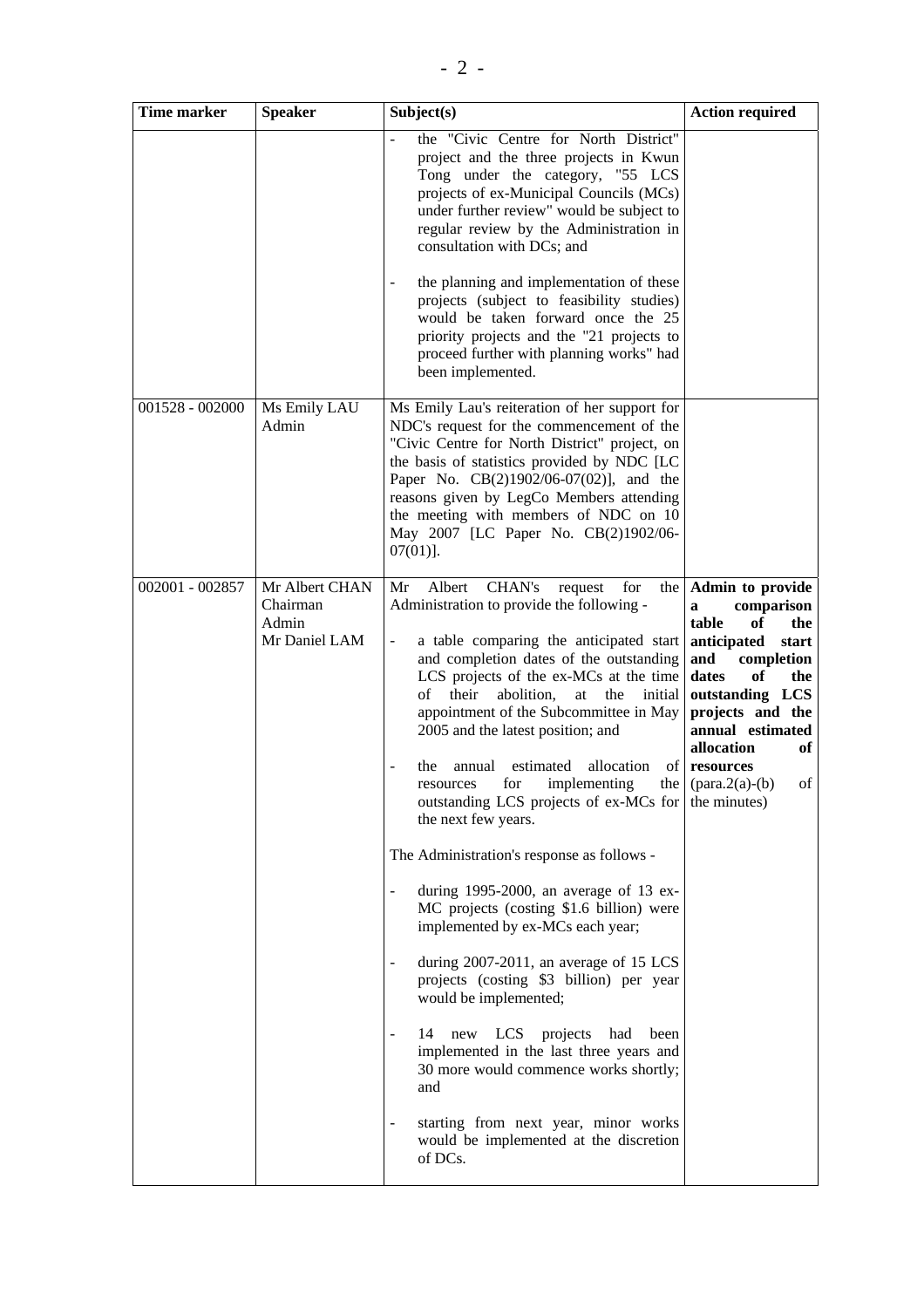| Time marker | Speaker | Subject(s) | Action required |
|---|---|---|---|
| | | - the "Civic Centre for North District" project and the three projects in Kwun Tong under the category, "55 LCS projects of ex-Municipal Councils (MCs) under further review" would be subject to regular review by the Administration in consultation with DCs; and<br><br>- the planning and implementation of these projects (subject to feasibility studies) would be taken forward once the 25 priority projects and the "21 projects to proceed further with planning works" had been implemented. | |
| 001528 - 002000 | Ms Emily LAU<br>Admin | Ms Emily Lau's reiteration of her support for NDC's request for the commencement of the "Civic Centre for North District" project, on the basis of statistics provided by NDC [LC Paper No. CB(2)1902/06-07(02)], and the reasons given by LegCo Members attending the meeting with members of NDC on 10 May 2007 [LC Paper No. CB(2)1902/06-07(01)]. | |
| 002001 - 002857 | Mr Albert CHAN<br>Chairman<br>Admin<br>Mr Daniel LAM | Mr Albert CHAN's request for the Administration to provide the following -<br><br>- a table comparing the anticipated start and completion dates of the outstanding LCS projects of the ex-MCs at the time of their abolition, at the initial appointment of the Subcommittee in May 2005 and the latest position; and<br><br>- the annual estimated allocation of resources for implementing the outstanding LCS projects of ex-MCs for the next few years.<br><br>The Administration's response as follows -<br><br>- during 1995-2000, an average of 13 ex-MC projects (costing $1.6 billion) were implemented by ex-MCs each year;<br><br>- during 2007-2011, an average of 15 LCS projects (costing $3 billion) per year would be implemented;<br><br>- 14 new LCS projects had been implemented in the last three years and 30 more would commence works shortly; and<br><br>- starting from next year, minor works would be implemented at the discretion of DCs. | **Admin to provide a comparison table of the anticipated start and completion dates of the outstanding LCS projects and the annual estimated allocation of resources** (para.2(a)-(b) of the minutes) |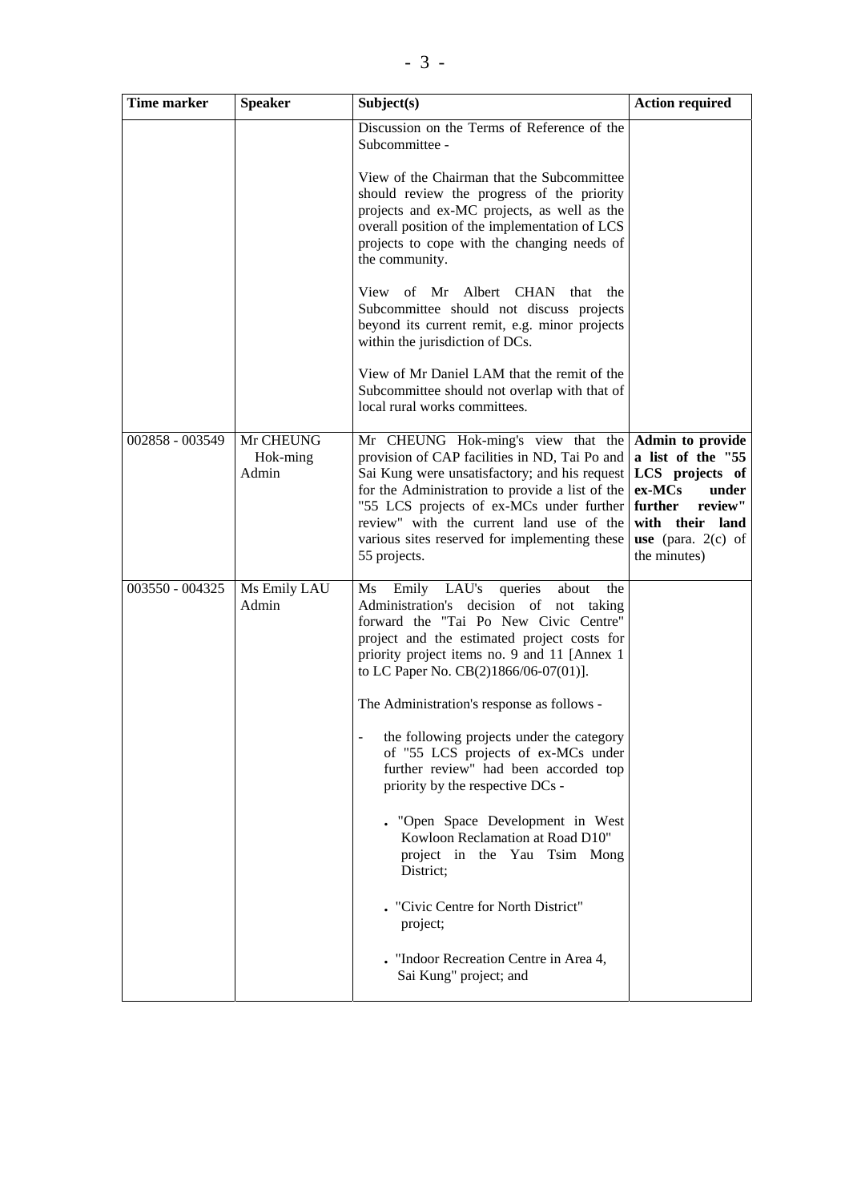| Time marker | Speaker | Subject(s) | Action required |
|---|---|---|---|
| | | Discussion on the Terms of Reference of the Subcommittee -<br><br>View of the Chairman that the Subcommittee should review the progress of the priority projects and ex-MC projects, as well as the overall position of the implementation of LCS projects to cope with the changing needs of the community.<br><br>View of Mr Albert CHAN that the Subcommittee should not discuss projects beyond its current remit, e.g. minor projects within the jurisdiction of DCs.<br><br>View of Mr Daniel LAM that the remit of the Subcommittee should not overlap with that of local rural works committees. | |
| 002858 - 003549 | Mr CHEUNG Hok-ming<br>Admin | Mr CHEUNG Hok-ming's view that the provision of CAP facilities in ND, Tai Po and Sai Kung were unsatisfactory; and his request for the Administration to provide a list of the "55 LCS projects of ex-MCs under further review" with the current land use of the various sites reserved for implementing these 55 projects. | **Admin to provide a list of the "55 LCS projects of ex-MCs under further review" with their land use** (para. 2(c) of the minutes) |
| 003550 - 004325 | Ms Emily LAU<br>Admin | Ms Emily LAU's queries about the Administration's decision of not taking forward the "Tai Po New Civic Centre" project and the estimated project costs for priority project items no. 9 and 11 [Annex 1 to LC Paper No. CB(2)1866/06-07(01)].<br><br>The Administration's response as follows -<br><br>- the following projects under the category of "55 LCS projects of ex-MCs under further review" had been accorded top priority by the respective DCs -<br><br>. "Open Space Development in West Kowloon Reclamation at Road D10" project in the Yau Tsim Mong District;<br><br>. "Civic Centre for North District" project;<br><br>. "Indoor Recreation Centre in Area 4, Sai Kung" project; and | |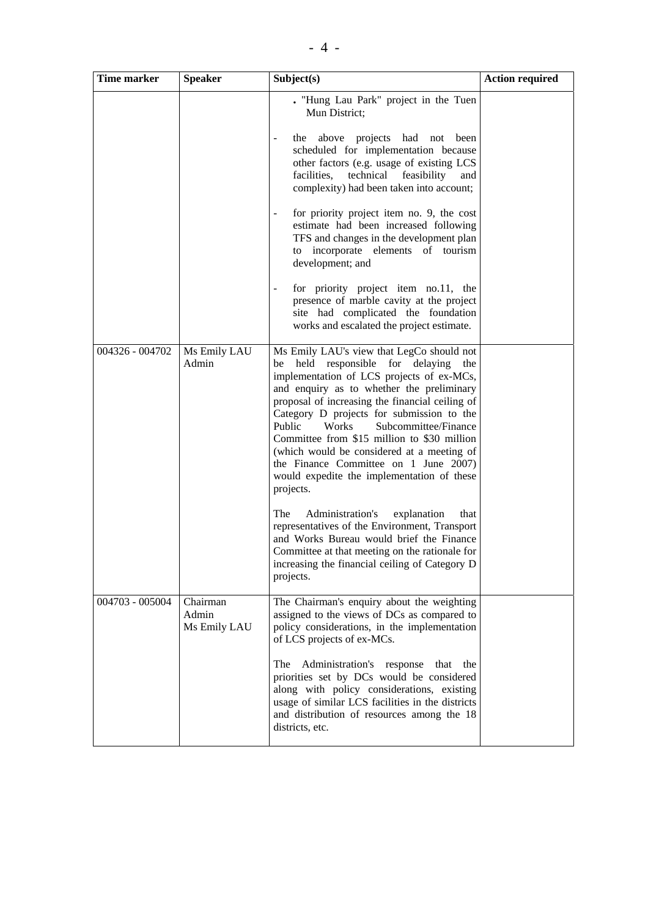| Time marker | Speaker | Subject(s) | Action required |
|---|---|---|---|
| | | . "Hung Lau Park" project in the Tuen Mun District;<br><br>- the above projects had not been scheduled for implementation because other factors (e.g. usage of existing LCS facilities, technical feasibility and complexity) had been taken into account;<br><br>- for priority project item no. 9, the cost estimate had been increased following TFS and changes in the development plan to incorporate elements of tourism development; and<br><br>- for priority project item no.11, the presence of marble cavity at the project site had complicated the foundation works and escalated the project estimate. | |
| 004326 - 004702 | Ms Emily LAU<br>Admin | Ms Emily LAU's view that LegCo should not be held responsible for delaying the implementation of LCS projects of ex-MCs, and enquiry as to whether the preliminary proposal of increasing the financial ceiling of Category D projects for submission to the Public Works Subcommittee/Finance Committee from $15 million to $30 million (which would be considered at a meeting of the Finance Committee on 1 June 2007) would expedite the implementation of these projects.<br><br>The Administration's explanation that representatives of the Environment, Transport and Works Bureau would brief the Finance Committee at that meeting on the rationale for increasing the financial ceiling of Category D projects. | |
| 004703 - 005004 | Chairman<br>Admin<br>Ms Emily LAU | The Chairman's enquiry about the weighting assigned to the views of DCs as compared to policy considerations, in the implementation of LCS projects of ex-MCs.<br><br>The Administration's response that the priorities set by DCs would be considered along with policy considerations, existing usage of similar LCS facilities in the districts and distribution of resources among the 18 districts, etc. | |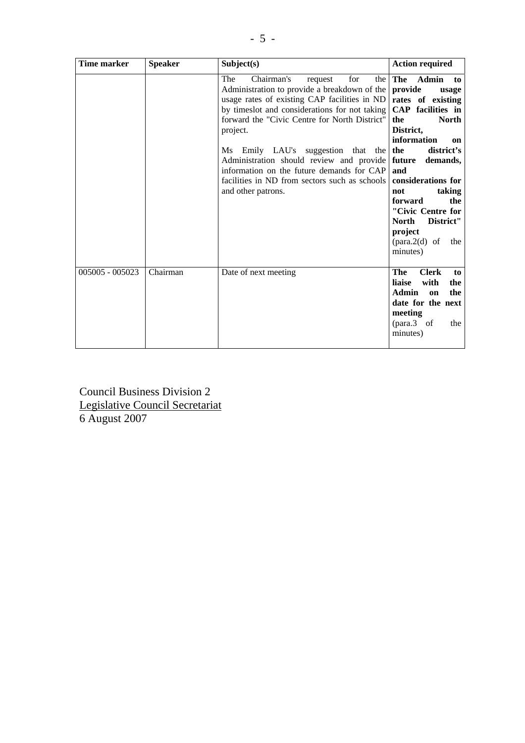| Time marker | Speaker | Subject(s) | Action required |
|---|---|---|---|
| | | The Chairman's request for the Administration to provide a breakdown of the usage rates of existing CAP facilities in ND by timeslot and considerations for not taking forward the "Civic Centre for North District" project.<br><br>Ms Emily LAU's suggestion that the Administration should review and provide information on the future demands for CAP facilities in ND from sectors such as schools and other patrons. | **The Admin to provide usage rates of existing CAP facilities in the North District, information on the district's future demands, and considerations for not taking forward the "Civic Centre for North District" project** (para.2(d) of the minutes) |
| 005005 - 005023 | Chairman | Date of next meeting | **The Clerk to liaise with the Admin on the date for the next meeting** (para.3 of the minutes) |

Council Business Division 2
Legislative Council Secretariat
6 August 2007